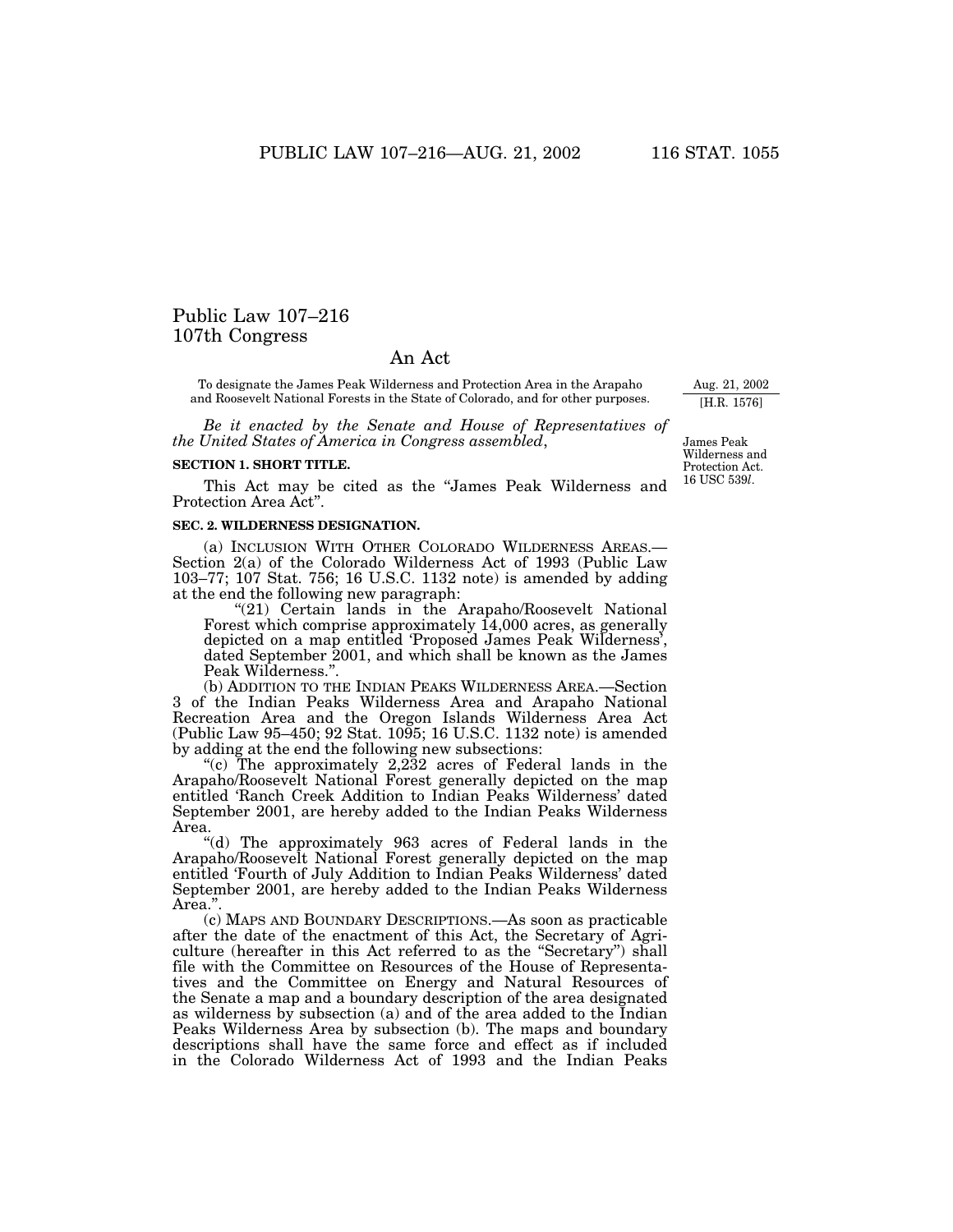# Public Law 107–216
## 107th Congress

## An Act

To designate the James Peak Wilderness and Protection Area in the Arapaho and Roosevelt National Forests in the State of Colorado, and for other purposes.

Aug. 21, 2002
[H.R. 1576]

*Be it enacted by the Senate and House of Representatives of the United States of America in Congress assembled*,

James Peak Wilderness and Protection Act. 16 USC 539*l*.

**SECTION 1. SHORT TITLE.**

This Act may be cited as the "James Peak Wilderness and Protection Area Act".

**SEC. 2. WILDERNESS DESIGNATION.**

(a) INCLUSION WITH OTHER COLORADO WILDERNESS AREAS.—Section 2(a) of the Colorado Wilderness Act of 1993 (Public Law 103–77; 107 Stat. 756; 16 U.S.C. 1132 note) is amended by adding at the end the following new paragraph:

"(21) Certain lands in the Arapaho/Roosevelt National Forest which comprise approximately 14,000 acres, as generally depicted on a map entitled 'Proposed James Peak Wilderness', dated September 2001, and which shall be known as the James Peak Wilderness.".

(b) ADDITION TO THE INDIAN PEAKS WILDERNESS AREA.—Section 3 of the Indian Peaks Wilderness Area and Arapaho National Recreation Area and the Oregon Islands Wilderness Area Act (Public Law 95–450; 92 Stat. 1095; 16 U.S.C. 1132 note) is amended by adding at the end the following new subsections:

"(c) The approximately 2,232 acres of Federal lands in the Arapaho/Roosevelt National Forest generally depicted on the map entitled 'Ranch Creek Addition to Indian Peaks Wilderness' dated September 2001, are hereby added to the Indian Peaks Wilderness Area.

"(d) The approximately 963 acres of Federal lands in the Arapaho/Roosevelt National Forest generally depicted on the map entitled 'Fourth of July Addition to Indian Peaks Wilderness' dated September 2001, are hereby added to the Indian Peaks Wilderness Area.".

(c) MAPS AND BOUNDARY DESCRIPTIONS.—As soon as practicable after the date of the enactment of this Act, the Secretary of Agriculture (hereafter in this Act referred to as the "Secretary") shall file with the Committee on Resources of the House of Representatives and the Committee on Energy and Natural Resources of the Senate a map and a boundary description of the area designated as wilderness by subsection (a) and of the area added to the Indian Peaks Wilderness Area by subsection (b). The maps and boundary descriptions shall have the same force and effect as if included in the Colorado Wilderness Act of 1993 and the Indian Peaks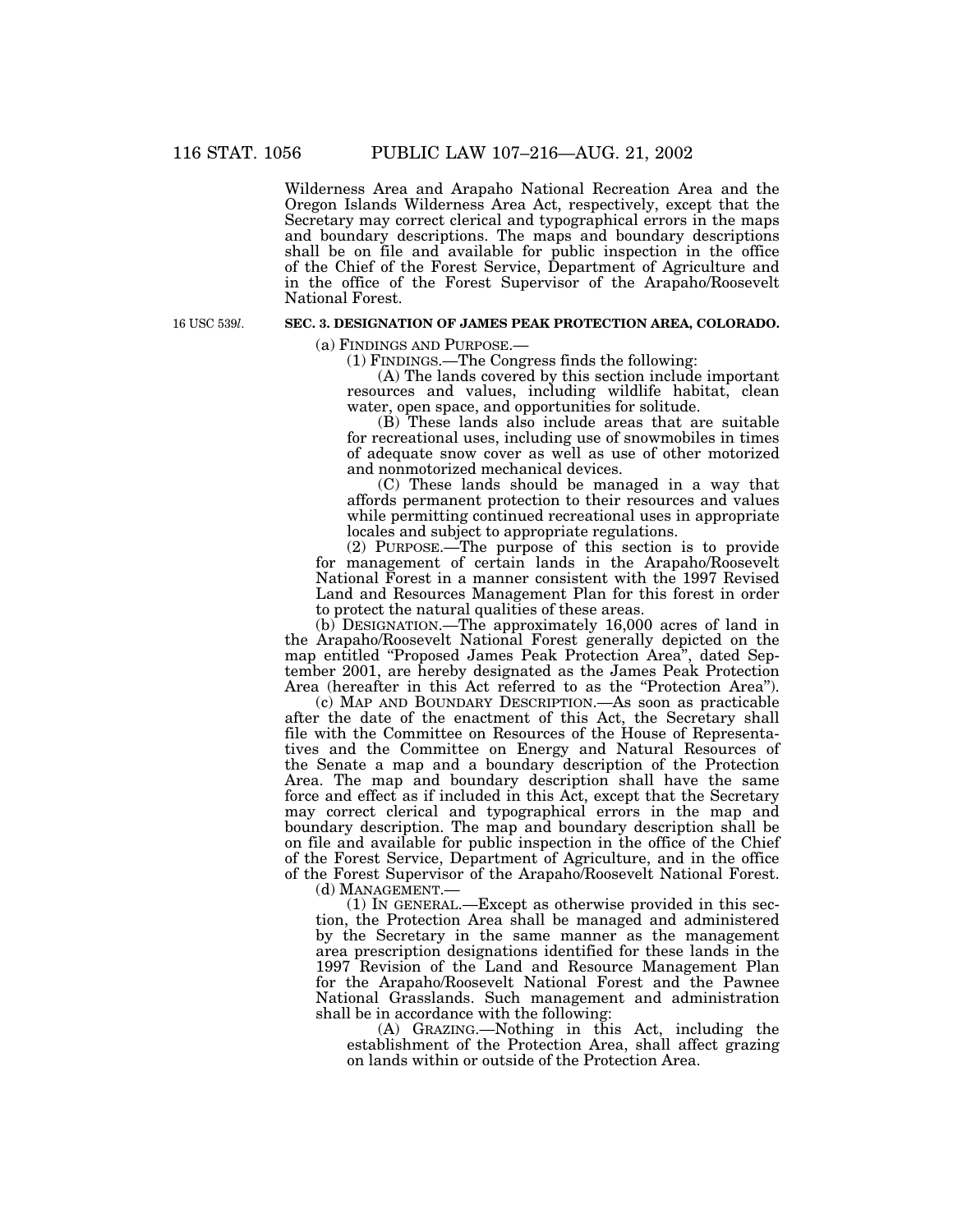Wilderness Area and Arapaho National Recreation Area and the Oregon Islands Wilderness Area Act, respectively, except that the Secretary may correct clerical and typographical errors in the maps and boundary descriptions. The maps and boundary descriptions shall be on file and available for public inspection in the office of the Chief of the Forest Service, Department of Agriculture and in the office of the Forest Supervisor of the Arapaho/Roosevelt National Forest.

16 USC 539*l*.

## SEC. 3. DESIGNATION OF JAMES PEAK PROTECTION AREA, COLORADO.

(a) FINDINGS AND PURPOSE.—

(1) FINDINGS.—The Congress finds the following:

(A) The lands covered by this section include important resources and values, including wildlife habitat, clean water, open space, and opportunities for solitude.

(B) These lands also include areas that are suitable for recreational uses, including use of snowmobiles in times of adequate snow cover as well as use of other motorized and nonmotorized mechanical devices.

(C) These lands should be managed in a way that affords permanent protection to their resources and values while permitting continued recreational uses in appropriate locales and subject to appropriate regulations.

(2) PURPOSE.—The purpose of this section is to provide for management of certain lands in the Arapaho/Roosevelt National Forest in a manner consistent with the 1997 Revised Land and Resources Management Plan for this forest in order to protect the natural qualities of these areas.

(b) DESIGNATION.—The approximately 16,000 acres of land in the Arapaho/Roosevelt National Forest generally depicted on the map entitled "Proposed James Peak Protection Area", dated September 2001, are hereby designated as the James Peak Protection Area (hereafter in this Act referred to as the "Protection Area").

(c) MAP AND BOUNDARY DESCRIPTION.—As soon as practicable after the date of the enactment of this Act, the Secretary shall file with the Committee on Resources of the House of Representatives and the Committee on Energy and Natural Resources of the Senate a map and a boundary description of the Protection Area. The map and boundary description shall have the same force and effect as if included in this Act, except that the Secretary may correct clerical and typographical errors in the map and boundary description. The map and boundary description shall be on file and available for public inspection in the office of the Chief of the Forest Service, Department of Agriculture, and in the office of the Forest Supervisor of the Arapaho/Roosevelt National Forest.

(d) MANAGEMENT.—

(1) IN GENERAL.—Except as otherwise provided in this section, the Protection Area shall be managed and administered by the Secretary in the same manner as the management area prescription designations identified for these lands in the 1997 Revision of the Land and Resource Management Plan for the Arapaho/Roosevelt National Forest and the Pawnee National Grasslands. Such management and administration shall be in accordance with the following:

(A) GRAZING.—Nothing in this Act, including the establishment of the Protection Area, shall affect grazing on lands within or outside of the Protection Area.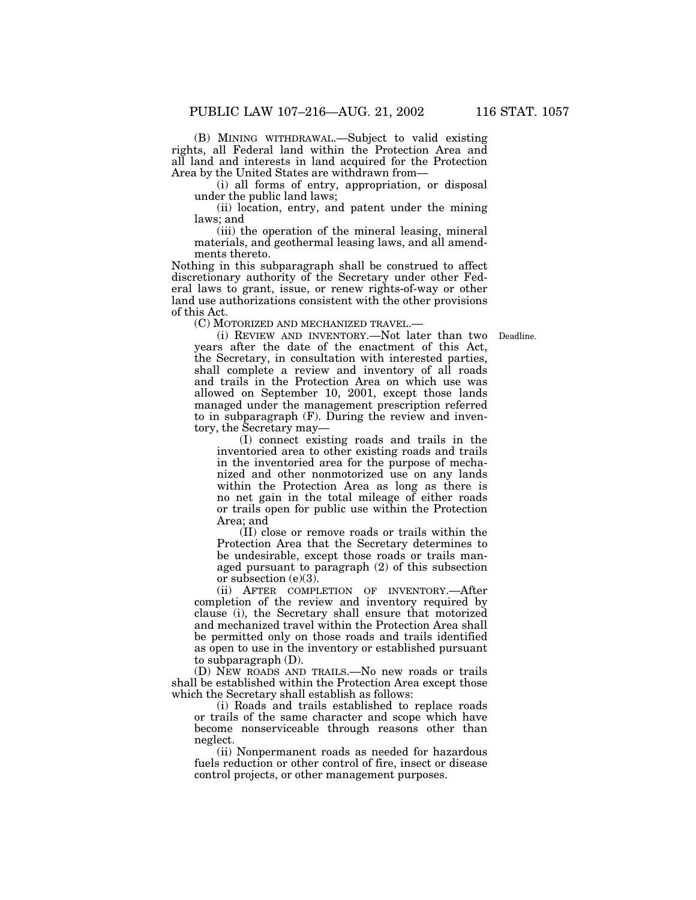(B) MINING WITHDRAWAL.—Subject to valid existing rights, all Federal land within the Protection Area and all land and interests in land acquired for the Protection Area by the United States are withdrawn from—

(i) all forms of entry, appropriation, or disposal under the public land laws;

(ii) location, entry, and patent under the mining laws; and

(iii) the operation of the mineral leasing, mineral materials, and geothermal leasing laws, and all amendments thereto.

Nothing in this subparagraph shall be construed to affect discretionary authority of the Secretary under other Federal laws to grant, issue, or renew rights-of-way or other land use authorizations consistent with the other provisions of this Act.

(C) MOTORIZED AND MECHANIZED TRAVEL.—

(i) REVIEW AND INVENTORY.—Not later than two years after the date of the enactment of this Act, the Secretary, in consultation with interested parties, shall complete a review and inventory of all roads and trails in the Protection Area on which use was allowed on September 10, 2001, except those lands managed under the management prescription referred to in subparagraph (F). During the review and inventory, the Secretary may—

Deadline.

(I) connect existing roads and trails in the inventoried area to other existing roads and trails in the inventoried area for the purpose of mechanized and other nonmotorized use on any lands within the Protection Area as long as there is no net gain in the total mileage of either roads or trails open for public use within the Protection Area; and

(II) close or remove roads or trails within the Protection Area that the Secretary determines to be undesirable, except those roads or trails managed pursuant to paragraph (2) of this subsection or subsection (e)(3).

(ii) AFTER COMPLETION OF INVENTORY.—After completion of the review and inventory required by clause (i), the Secretary shall ensure that motorized and mechanized travel within the Protection Area shall be permitted only on those roads and trails identified as open to use in the inventory or established pursuant to subparagraph (D).

(D) NEW ROADS AND TRAILS.—No new roads or trails shall be established within the Protection Area except those which the Secretary shall establish as follows:

(i) Roads and trails established to replace roads or trails of the same character and scope which have become nonserviceable through reasons other than neglect.

(ii) Nonpermanent roads as needed for hazardous fuels reduction or other control of fire, insect or disease control projects, or other management purposes.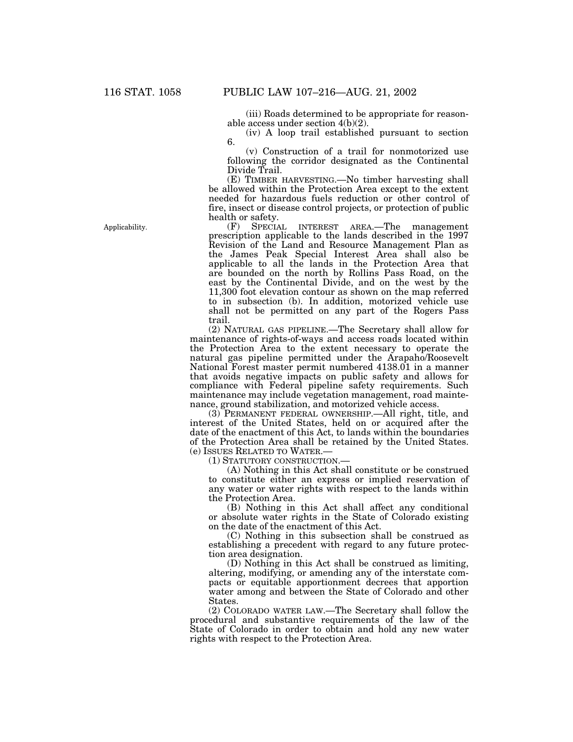(iii) Roads determined to be appropriate for reasonable access under section 4(b)(2).

(iv) A loop trail established pursuant to section 6.

(v) Construction of a trail for nonmotorized use following the corridor designated as the Continental Divide Trail.

(E) TIMBER HARVESTING.—No timber harvesting shall be allowed within the Protection Area except to the extent needed for hazardous fuels reduction or other control of fire, insect or disease control projects, or protection of public health or safety.

Applicability.

(F) SPECIAL INTEREST AREA.—The management prescription applicable to the lands described in the 1997 Revision of the Land and Resource Management Plan as the James Peak Special Interest Area shall also be applicable to all the lands in the Protection Area that are bounded on the north by Rollins Pass Road, on the east by the Continental Divide, and on the west by the 11,300 foot elevation contour as shown on the map referred to in subsection (b). In addition, motorized vehicle use shall not be permitted on any part of the Rogers Pass trail.

(2) NATURAL GAS PIPELINE.—The Secretary shall allow for maintenance of rights-of-ways and access roads located within the Protection Area to the extent necessary to operate the natural gas pipeline permitted under the Arapaho/Roosevelt National Forest master permit numbered 4138.01 in a manner that avoids negative impacts on public safety and allows for compliance with Federal pipeline safety requirements. Such maintenance may include vegetation management, road maintenance, ground stabilization, and motorized vehicle access.

(3) PERMANENT FEDERAL OWNERSHIP.—All right, title, and interest of the United States, held on or acquired after the date of the enactment of this Act, to lands within the boundaries of the Protection Area shall be retained by the United States.

(e) ISSUES RELATED TO WATER.—

(1) STATUTORY CONSTRUCTION.—

(A) Nothing in this Act shall constitute or be construed to constitute either an express or implied reservation of any water or water rights with respect to the lands within the Protection Area.

(B) Nothing in this Act shall affect any conditional or absolute water rights in the State of Colorado existing on the date of the enactment of this Act.

(C) Nothing in this subsection shall be construed as establishing a precedent with regard to any future protection area designation.

(D) Nothing in this Act shall be construed as limiting, altering, modifying, or amending any of the interstate compacts or equitable apportionment decrees that apportion water among and between the State of Colorado and other States.

(2) COLORADO WATER LAW.—The Secretary shall follow the procedural and substantive requirements of the law of the State of Colorado in order to obtain and hold any new water rights with respect to the Protection Area.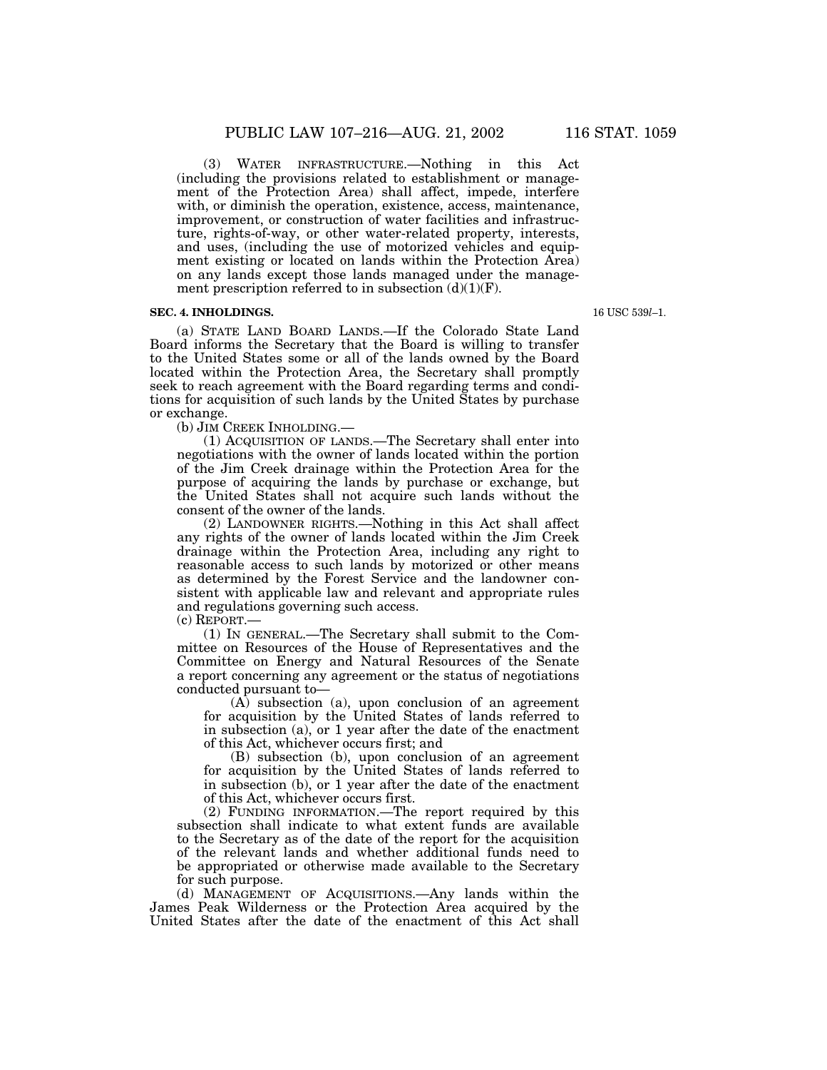(3) WATER INFRASTRUCTURE.—Nothing in this Act (including the provisions related to establishment or management of the Protection Area) shall affect, impede, interfere with, or diminish the operation, existence, access, maintenance, improvement, or construction of water facilities and infrastructure, rights-of-way, or other water-related property, interests, and uses, (including the use of motorized vehicles and equipment existing or located on lands within the Protection Area) on any lands except those lands managed under the management prescription referred to in subsection (d)(1)(F).

**SEC. 4. INHOLDINGS.**

16 USC 539*l*–1.

(a) STATE LAND BOARD LANDS.—If the Colorado State Land Board informs the Secretary that the Board is willing to transfer to the United States some or all of the lands owned by the Board located within the Protection Area, the Secretary shall promptly seek to reach agreement with the Board regarding terms and conditions for acquisition of such lands by the United States by purchase or exchange.

(b) JIM CREEK INHOLDING.—

(1) ACQUISITION OF LANDS.—The Secretary shall enter into negotiations with the owner of lands located within the portion of the Jim Creek drainage within the Protection Area for the purpose of acquiring the lands by purchase or exchange, but the United States shall not acquire such lands without the consent of the owner of the lands.

(2) LANDOWNER RIGHTS.—Nothing in this Act shall affect any rights of the owner of lands located within the Jim Creek drainage within the Protection Area, including any right to reasonable access to such lands by motorized or other means as determined by the Forest Service and the landowner consistent with applicable law and relevant and appropriate rules and regulations governing such access.

(c) REPORT.—

(1) IN GENERAL.—The Secretary shall submit to the Committee on Resources of the House of Representatives and the Committee on Energy and Natural Resources of the Senate a report concerning any agreement or the status of negotiations conducted pursuant to—

(A) subsection (a), upon conclusion of an agreement for acquisition by the United States of lands referred to in subsection (a), or 1 year after the date of the enactment of this Act, whichever occurs first; and

(B) subsection (b), upon conclusion of an agreement for acquisition by the United States of lands referred to in subsection (b), or 1 year after the date of the enactment of this Act, whichever occurs first.

(2) FUNDING INFORMATION.—The report required by this subsection shall indicate to what extent funds are available to the Secretary as of the date of the report for the acquisition of the relevant lands and whether additional funds need to be appropriated or otherwise made available to the Secretary for such purpose.

(d) MANAGEMENT OF ACQUISITIONS.—Any lands within the James Peak Wilderness or the Protection Area acquired by the United States after the date of the enactment of this Act shall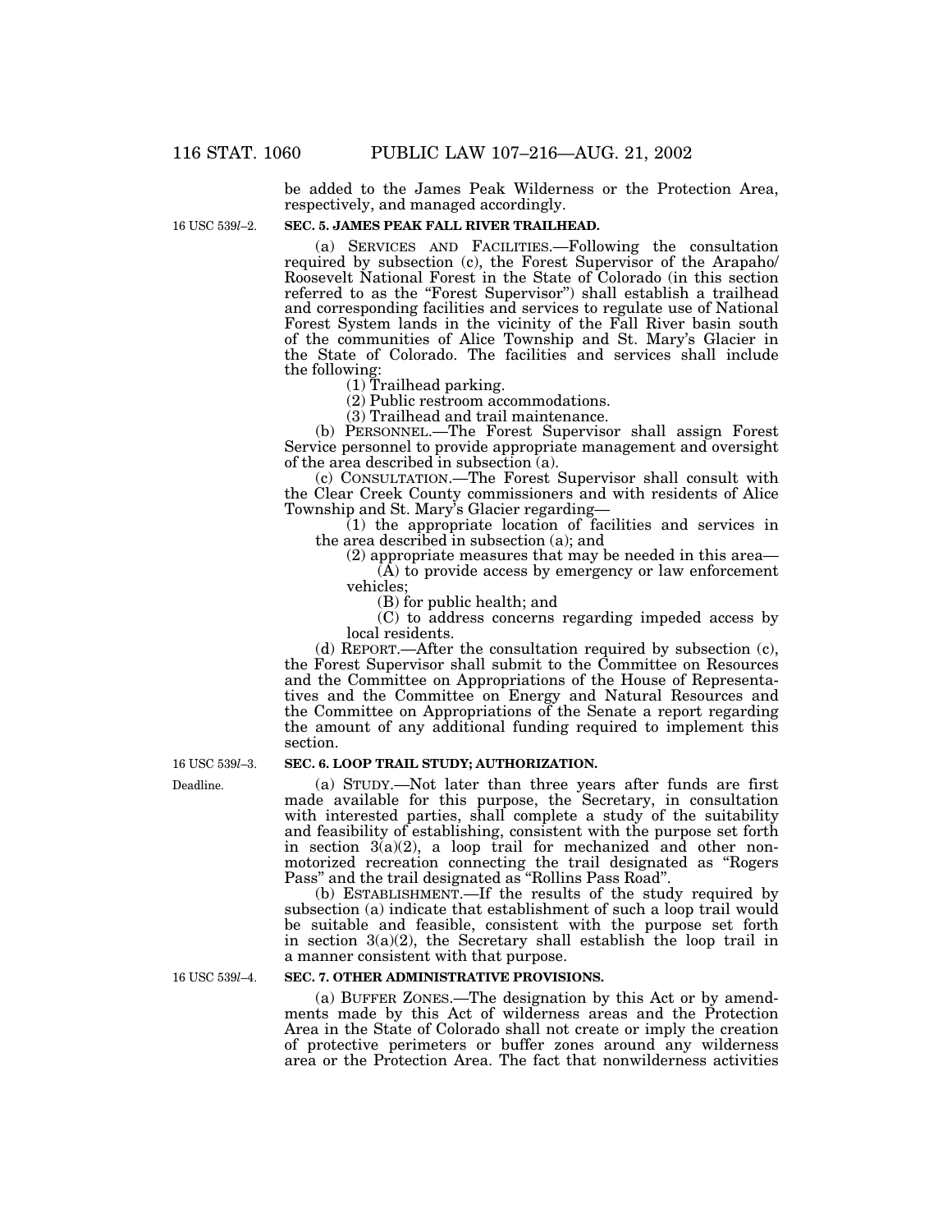be added to the James Peak Wilderness or the Protection Area, respectively, and managed accordingly.

16 USC 539*l*–2.

**SEC. 5. JAMES PEAK FALL RIVER TRAILHEAD.**

(a) SERVICES AND FACILITIES.—Following the consultation required by subsection (c), the Forest Supervisor of the Arapaho/Roosevelt National Forest in the State of Colorado (in this section referred to as the "Forest Supervisor") shall establish a trailhead and corresponding facilities and services to regulate use of National Forest System lands in the vicinity of the Fall River basin south of the communities of Alice Township and St. Mary's Glacier in the State of Colorado. The facilities and services shall include the following:

(1) Trailhead parking.

(2) Public restroom accommodations.

(3) Trailhead and trail maintenance.

(b) PERSONNEL.—The Forest Supervisor shall assign Forest Service personnel to provide appropriate management and oversight of the area described in subsection (a).

(c) CONSULTATION.—The Forest Supervisor shall consult with the Clear Creek County commissioners and with residents of Alice Township and St. Mary's Glacier regarding—

(1) the appropriate location of facilities and services in the area described in subsection (a); and

(2) appropriate measures that may be needed in this area—

(A) to provide access by emergency or law enforcement vehicles;

(B) for public health; and

(C) to address concerns regarding impeded access by local residents.

(d) REPORT.—After the consultation required by subsection (c), the Forest Supervisor shall submit to the Committee on Resources and the Committee on Appropriations of the House of Representatives and the Committee on Energy and Natural Resources and the Committee on Appropriations of the Senate a report regarding the amount of any additional funding required to implement this section.

16 USC 539*l*–3.

**SEC. 6. LOOP TRAIL STUDY; AUTHORIZATION.**

Deadline.

(a) STUDY.—Not later than three years after funds are first made available for this purpose, the Secretary, in consultation with interested parties, shall complete a study of the suitability and feasibility of establishing, consistent with the purpose set forth in section 3(a)(2), a loop trail for mechanized and other non-motorized recreation connecting the trail designated as "Rogers Pass" and the trail designated as "Rollins Pass Road".

(b) ESTABLISHMENT.—If the results of the study required by subsection (a) indicate that establishment of such a loop trail would be suitable and feasible, consistent with the purpose set forth in section 3(a)(2), the Secretary shall establish the loop trail in a manner consistent with that purpose.

16 USC 539*l*–4.

**SEC. 7. OTHER ADMINISTRATIVE PROVISIONS.**

(a) BUFFER ZONES.—The designation by this Act or by amendments made by this Act of wilderness areas and the Protection Area in the State of Colorado shall not create or imply the creation of protective perimeters or buffer zones around any wilderness area or the Protection Area. The fact that nonwilderness activities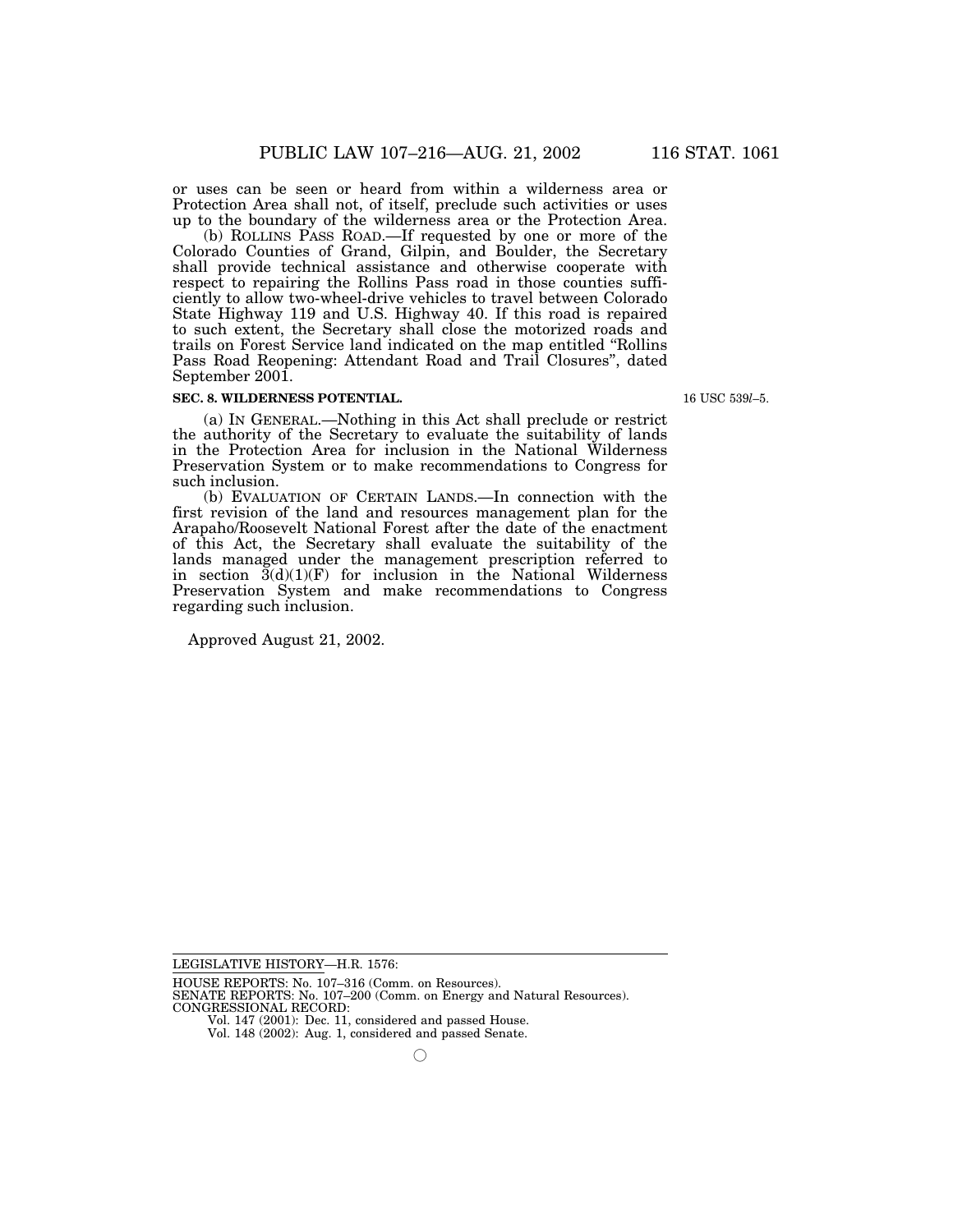or uses can be seen or heard from within a wilderness area or Protection Area shall not, of itself, preclude such activities or uses up to the boundary of the wilderness area or the Protection Area.

(b) ROLLINS PASS ROAD.—If requested by one or more of the Colorado Counties of Grand, Gilpin, and Boulder, the Secretary shall provide technical assistance and otherwise cooperate with respect to repairing the Rollins Pass road in those counties sufficiently to allow two-wheel-drive vehicles to travel between Colorado State Highway 119 and U.S. Highway 40. If this road is repaired to such extent, the Secretary shall close the motorized roads and trails on Forest Service land indicated on the map entitled "Rollins Pass Road Reopening: Attendant Road and Trail Closures", dated September 2001.

**SEC. 8. WILDERNESS POTENTIAL.**

16 USC 539*l*–5.

(a) IN GENERAL.—Nothing in this Act shall preclude or restrict the authority of the Secretary to evaluate the suitability of lands in the Protection Area for inclusion in the National Wilderness Preservation System or to make recommendations to Congress for such inclusion.

(b) EVALUATION OF CERTAIN LANDS.—In connection with the first revision of the land and resources management plan for the Arapaho/Roosevelt National Forest after the date of the enactment of this Act, the Secretary shall evaluate the suitability of the lands managed under the management prescription referred to in section 3(d)(1)(F) for inclusion in the National Wilderness Preservation System and make recommendations to Congress regarding such inclusion.

Approved August 21, 2002.

LEGISLATIVE HISTORY—H.R. 1576:

HOUSE REPORTS: No. 107–316 (Comm. on Resources).
SENATE REPORTS: No. 107–200 (Comm. on Energy and Natural Resources).
CONGRESSIONAL RECORD:
Vol. 147 (2001): Dec. 11, considered and passed House.
Vol. 148 (2002): Aug. 1, considered and passed Senate.